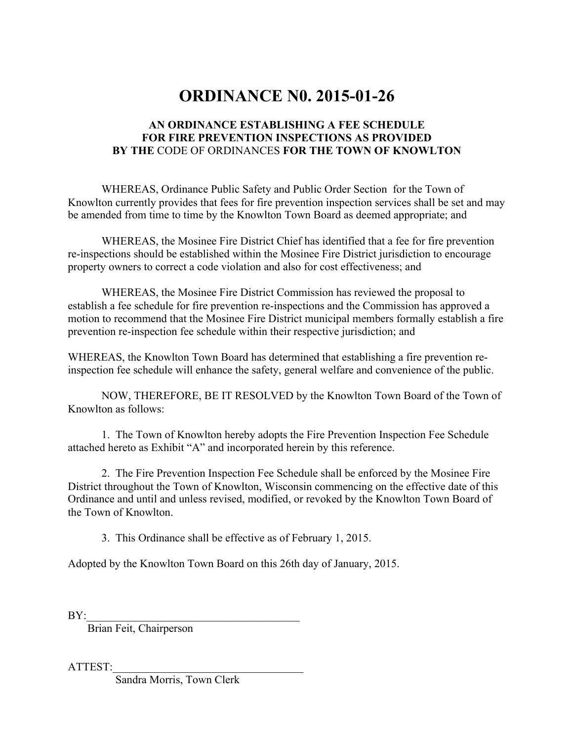# ORDINANCE N0. 2015-01-26

### AN ORDINANCE ESTABLISHING A FEE SCHEDULE FOR FIRE PREVENTION INSPECTIONS AS PROVIDED BY THE CODE OF ORDINANCES FOR THE TOWN OF KNOWLTON

WHEREAS, Ordinance Public Safety and Public Order Section for the Town of Knowlton currently provides that fees for fire prevention inspection services shall be set and may be amended from time to time by the Knowlton Town Board as deemed appropriate; and

WHEREAS, the Mosinee Fire District Chief has identified that a fee for fire prevention re-inspections should be established within the Mosinee Fire District jurisdiction to encourage property owners to correct a code violation and also for cost effectiveness; and

WHEREAS, the Mosinee Fire District Commission has reviewed the proposal to establish a fee schedule for fire prevention re-inspections and the Commission has approved a motion to recommend that the Mosinee Fire District municipal members formally establish a fire prevention re-inspection fee schedule within their respective jurisdiction; and

WHEREAS, the Knowlton Town Board has determined that establishing a fire prevention re-inspection fee schedule will enhance the safety, general welfare and convenience of the public.

NOW, THEREFORE, BE IT RESOLVED by the Knowlton Town Board of the Town of Knowlton as follows:

1. The Town of Knowlton hereby adopts the Fire Prevention Inspection Fee Schedule attached hereto as Exhibit "A" and incorporated herein by this reference.

2. The Fire Prevention Inspection Fee Schedule shall be enforced by the Mosinee Fire District throughout the Town of Knowlton, Wisconsin commencing on the effective date of this Ordinance and until and unless revised, modified, or revoked by the Knowlton Town Board of the Town of Knowlton.

3. This Ordinance shall be effective as of February 1, 2015.

Adopted by the Knowlton Town Board on this 26th day of January, 2015.

BY:______________________________________
Brian Feit, Chairperson

ATTEST:__________________________________
Sandra Morris, Town Clerk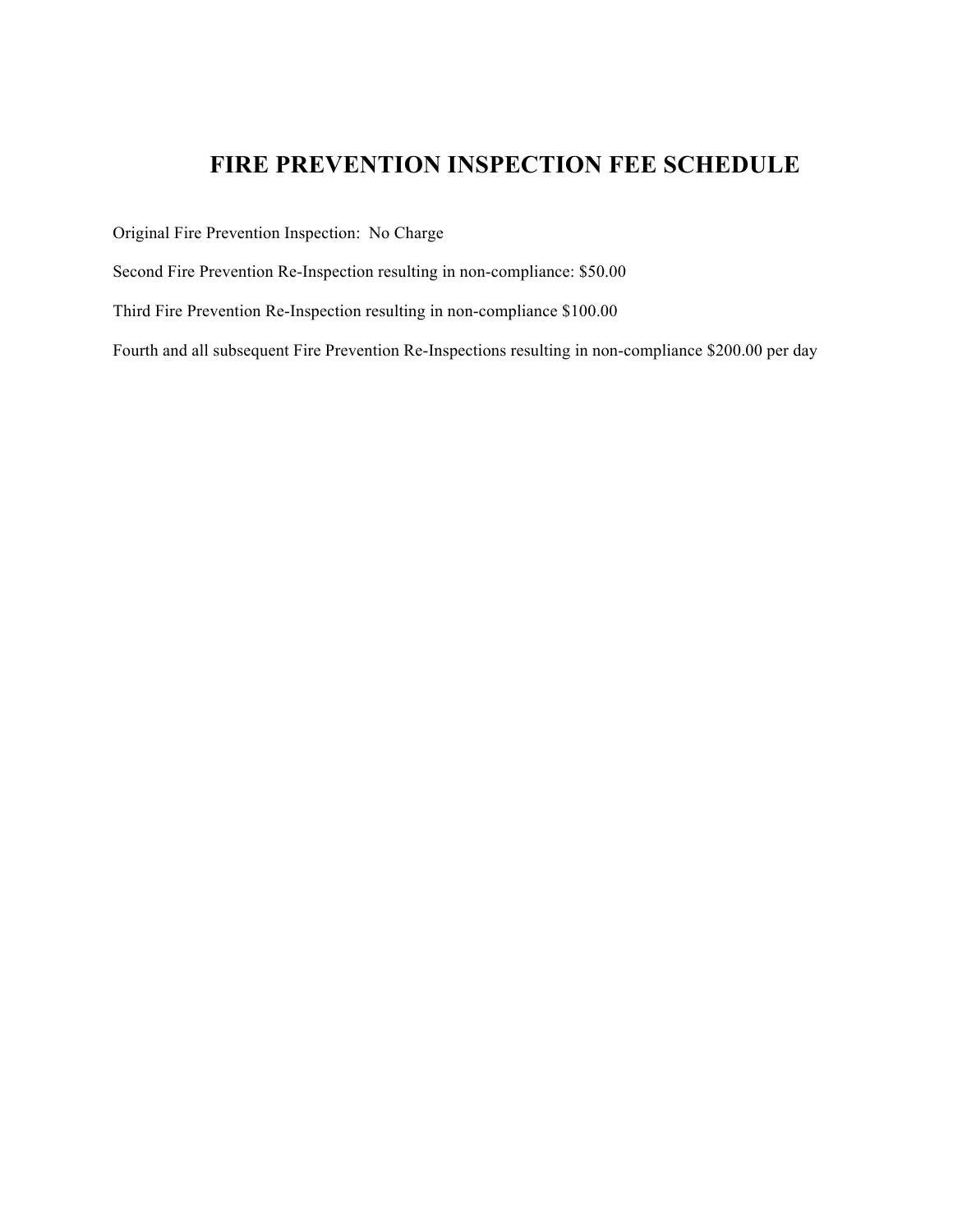# FIRE PREVENTION INSPECTION FEE SCHEDULE

Original Fire Prevention Inspection:  No Charge

Second Fire Prevention Re-Inspection resulting in non-compliance: $50.00

Third Fire Prevention Re-Inspection resulting in non-compliance $100.00

Fourth and all subsequent Fire Prevention Re-Inspections resulting in non-compliance $200.00 per day